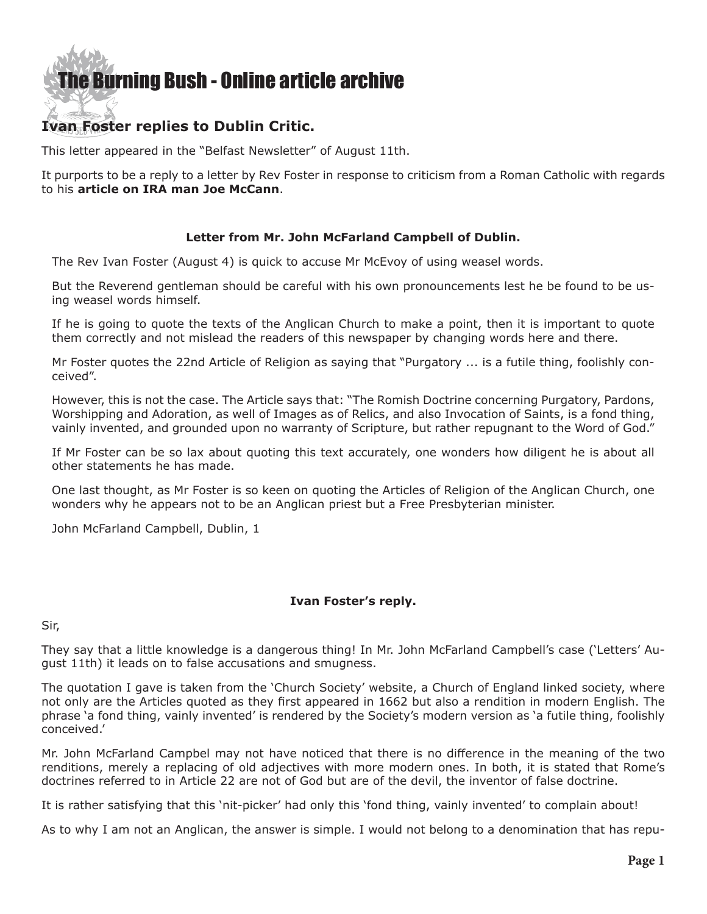# The Burning Bush - Online article archive

## Ivan Foster replies to Dublin Critic.

This letter appeared in the "Belfast Newsletter" of August 11th.

It purports to be a reply to a letter by Rev Foster in response to criticism from a Roman Catholic with regards to his **article on IRA man Joe McCann**.

### Letter from Mr. John McFarland Campbell of Dublin.

The Rev Ivan Foster (August 4) is quick to accuse Mr McEvoy of using weasel words.

But the Reverend gentleman should be careful with his own pronouncements lest he be found to be using weasel words himself.

If he is going to quote the texts of the Anglican Church to make a point, then it is important to quote them correctly and not mislead the readers of this newspaper by changing words here and there.

Mr Foster quotes the 22nd Article of Religion as saying that "Purgatory ... is a futile thing, foolishly conceived".

However, this is not the case. The Article says that: "The Romish Doctrine concerning Purgatory, Pardons, Worshipping and Adoration, as well of Images as of Relics, and also Invocation of Saints, is a fond thing, vainly invented, and grounded upon no warranty of Scripture, but rather repugnant to the Word of God."

If Mr Foster can be so lax about quoting this text accurately, one wonders how diligent he is about all other statements he has made.

One last thought, as Mr Foster is so keen on quoting the Articles of Religion of the Anglican Church, one wonders why he appears not to be an Anglican priest but a Free Presbyterian minister.

John McFarland Campbell, Dublin, 1

### Ivan Foster's reply.

Sir,

They say that a little knowledge is a dangerous thing! In Mr. John McFarland Campbell's case ('Letters' August 11th) it leads on to false accusations and smugness.

The quotation I gave is taken from the 'Church Society' website, a Church of England linked society, where not only are the Articles quoted as they first appeared in 1662 but also a rendition in modern English. The phrase 'a fond thing, vainly invented' is rendered by the Society's modern version as 'a futile thing, foolishly conceived.'

Mr. John McFarland Campbel may not have noticed that there is no difference in the meaning of the two renditions, merely a replacing of old adjectives with more modern ones. In both, it is stated that Rome's doctrines referred to in Article 22 are not of God but are of the devil, the inventor of false doctrine.

It is rather satisfying that this 'nit-picker' had only this 'fond thing, vainly invented' to complain about!

As to why I am not an Anglican, the answer is simple. I would not belong to a denomination that has repu-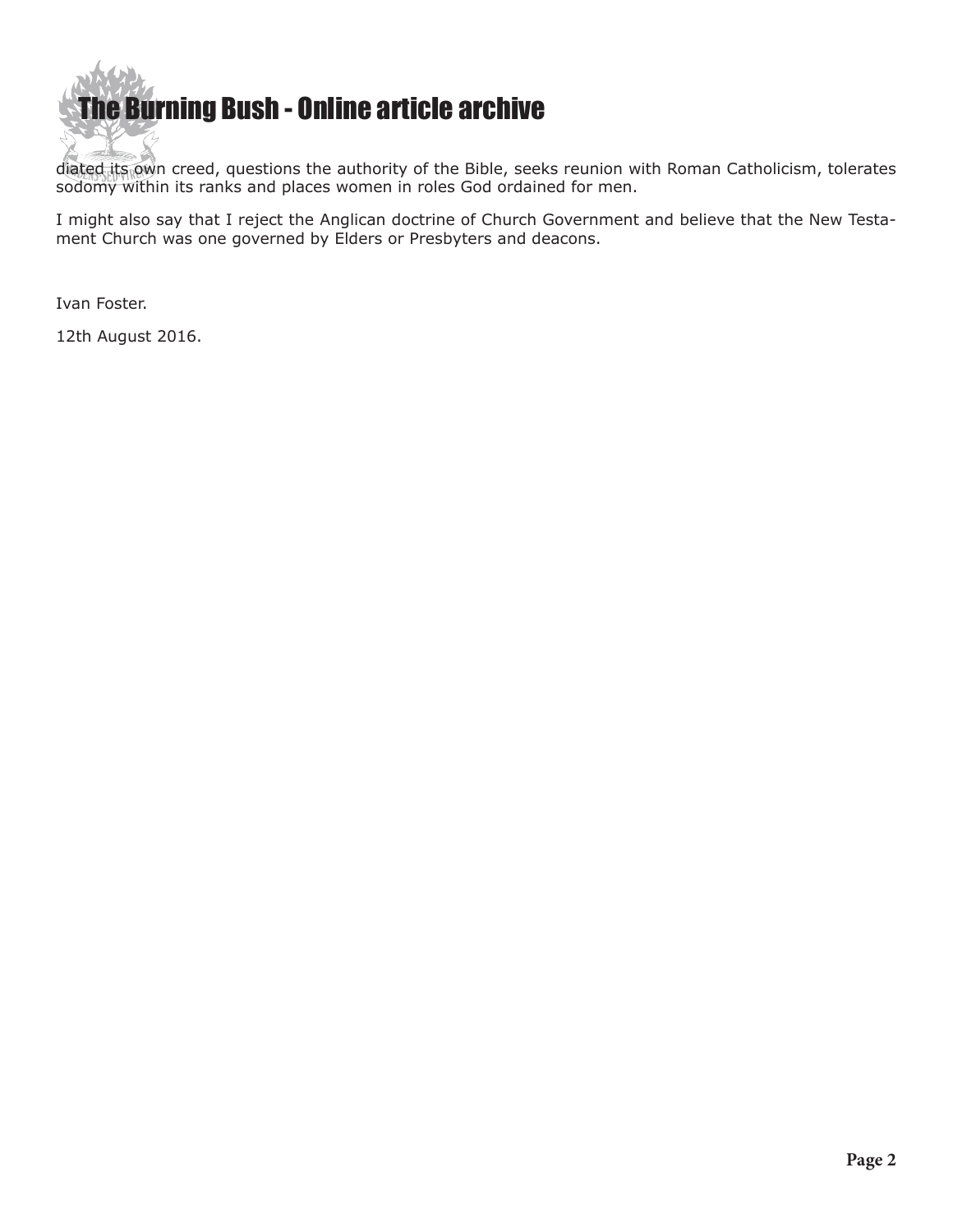diated its own creed, questions the authority of the Bible, seeks reunion with Roman Catholicism, tolerates sodomy within its ranks and places women in roles God ordained for men.

I might also say that I reject the Anglican doctrine of Church Government and believe that the New Testament Church was one governed by Elders or Presbyters and deacons.

Ivan Foster.

12th August 2016.